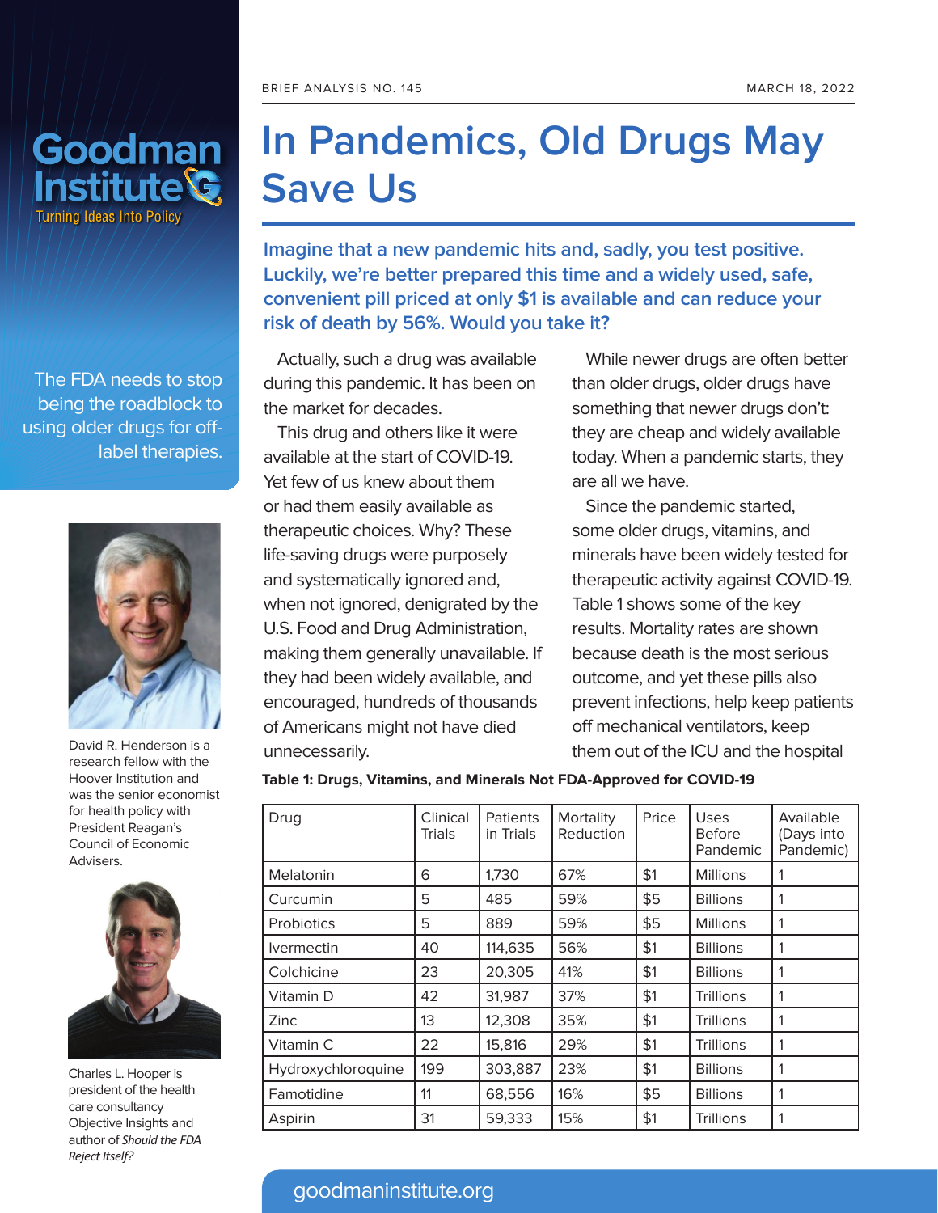BRIEF ANALYSIS NO. 145 — MARCH 18, 2022

# In Pandemics, Old Drugs May Save Us

**Imagine that a new pandemic hits and, sadly, you test positive. Luckily, we're better prepared this time and a widely used, safe, convenient pill priced at only $1 is available and can reduce your risk of death by 56%. Would you take it?**

The FDA needs to stop being the roadblock to using older drugs for off-label therapies.

David R. Henderson is a research fellow with the Hoover Institution and was the senior economist for health policy with President Reagan's Council of Economic Advisers.

Charles L. Hooper is president of the health care consultancy Objective Insights and author of *Should the FDA Reject Itself?*

Actually, such a drug was available during this pandemic. It has been on the market for decades.

This drug and others like it were available at the start of COVID-19. Yet few of us knew about them or had them easily available as therapeutic choices. Why? These life-saving drugs were purposely and systematically ignored and, when not ignored, denigrated by the U.S. Food and Drug Administration, making them generally unavailable. If they had been widely available, and encouraged, hundreds of thousands of Americans might not have died unnecessarily.

While newer drugs are often better than older drugs, older drugs have something that newer drugs don't: they are cheap and widely available today. When a pandemic starts, they are all we have.

Since the pandemic started, some older drugs, vitamins, and minerals have been widely tested for therapeutic activity against COVID-19. Table 1 shows some of the key results. Mortality rates are shown because death is the most serious outcome, and yet these pills also prevent infections, help keep patients off mechanical ventilators, keep them out of the ICU and the hospital

**Table 1: Drugs, Vitamins, and Minerals Not FDA-Approved for COVID-19**

| Drug | Clinical Trials | Patients in Trials | Mortality Reduction | Price | Uses Before Pandemic | Available (Days into Pandemic) |
|---|---|---|---|---|---|---|
| Melatonin | 6 | 1,730 | 67% | $1 | Millions | 1 |
| Curcumin | 5 | 485 | 59% | $5 | Billions | 1 |
| Probiotics | 5 | 889 | 59% | $5 | Millions | 1 |
| Ivermectin | 40 | 114,635 | 56% | $1 | Billions | 1 |
| Colchicine | 23 | 20,305 | 41% | $1 | Billions | 1 |
| Vitamin D | 42 | 31,987 | 37% | $1 | Trillions | 1 |
| Zinc | 13 | 12,308 | 35% | $1 | Trillions | 1 |
| Vitamin C | 22 | 15,816 | 29% | $1 | Trillions | 1 |
| Hydroxychloroquine | 199 | 303,887 | 23% | $1 | Billions | 1 |
| Famotidine | 11 | 68,556 | 16% | $5 | Billions | 1 |
| Aspirin | 31 | 59,333 | 15% | $1 | Trillions | 1 |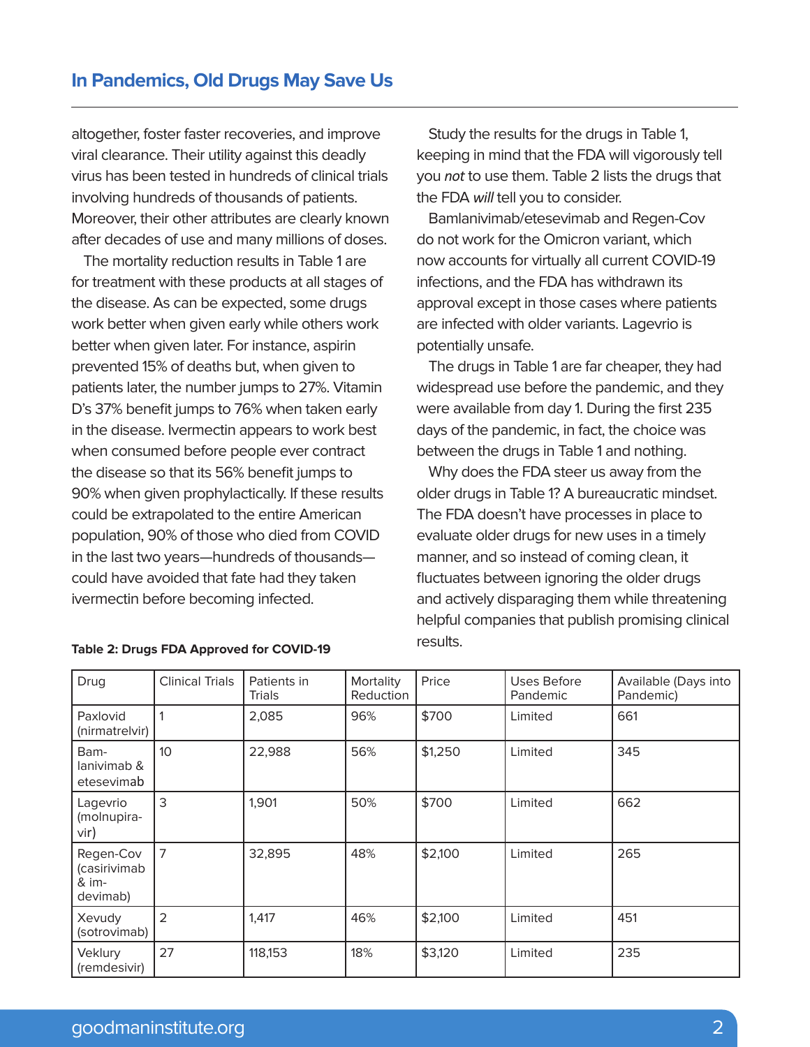altogether, foster faster recoveries, and improve viral clearance. Their utility against this deadly virus has been tested in hundreds of clinical trials involving hundreds of thousands of patients. Moreover, their other attributes are clearly known after decades of use and many millions of doses.

The mortality reduction results in Table 1 are for treatment with these products at all stages of the disease. As can be expected, some drugs work better when given early while others work better when given later. For instance, aspirin prevented 15% of deaths but, when given to patients later, the number jumps to 27%. Vitamin D's 37% benefit jumps to 76% when taken early in the disease. Ivermectin appears to work best when consumed before people ever contract the disease so that its 56% benefit jumps to 90% when given prophylactically. If these results could be extrapolated to the entire American population, 90% of those who died from COVID in the last two years—hundreds of thousands—could have avoided that fate had they taken ivermectin before becoming infected.

Study the results for the drugs in Table 1, keeping in mind that the FDA will vigorously tell you *not* to use them. Table 2 lists the drugs that the FDA *will* tell you to consider.

Bamlanivimab/etesevimab and Regen-Cov do not work for the Omicron variant, which now accounts for virtually all current COVID-19 infections, and the FDA has withdrawn its approval except in those cases where patients are infected with older variants. Lagevrio is potentially unsafe.

The drugs in Table 1 are far cheaper, they had widespread use before the pandemic, and they were available from day 1. During the first 235 days of the pandemic, in fact, the choice was between the drugs in Table 1 and nothing.

Why does the FDA steer us away from the older drugs in Table 1? A bureaucratic mindset. The FDA doesn't have processes in place to evaluate older drugs for new uses in a timely manner, and so instead of coming clean, it fluctuates between ignoring the older drugs and actively disparaging them while threatening helpful companies that publish promising clinical results.

**Table 2: Drugs FDA Approved for COVID-19**

| Drug | Clinical Trials | Patients in Trials | Mortality Reduction | Price | Uses Before Pandemic | Available (Days into Pandemic) |
|---|---|---|---|---|---|---|
| Paxlovid (nirmatrelvir) | 1 | 2,085 | 96% | $700 | Limited | 661 |
| Bamlanivimab & etesevimab | 10 | 22,988 | 56% | $1,250 | Limited | 345 |
| Lagevrio (molnupiravir) | 3 | 1,901 | 50% | $700 | Limited | 662 |
| Regen-Cov (casirivimab & imdevimab) | 7 | 32,895 | 48% | $2,100 | Limited | 265 |
| Xevudy (sotrovimab) | 2 | 1,417 | 46% | $2,100 | Limited | 451 |
| Veklury (remdesivir) | 27 | 118,153 | 18% | $3,120 | Limited | 235 |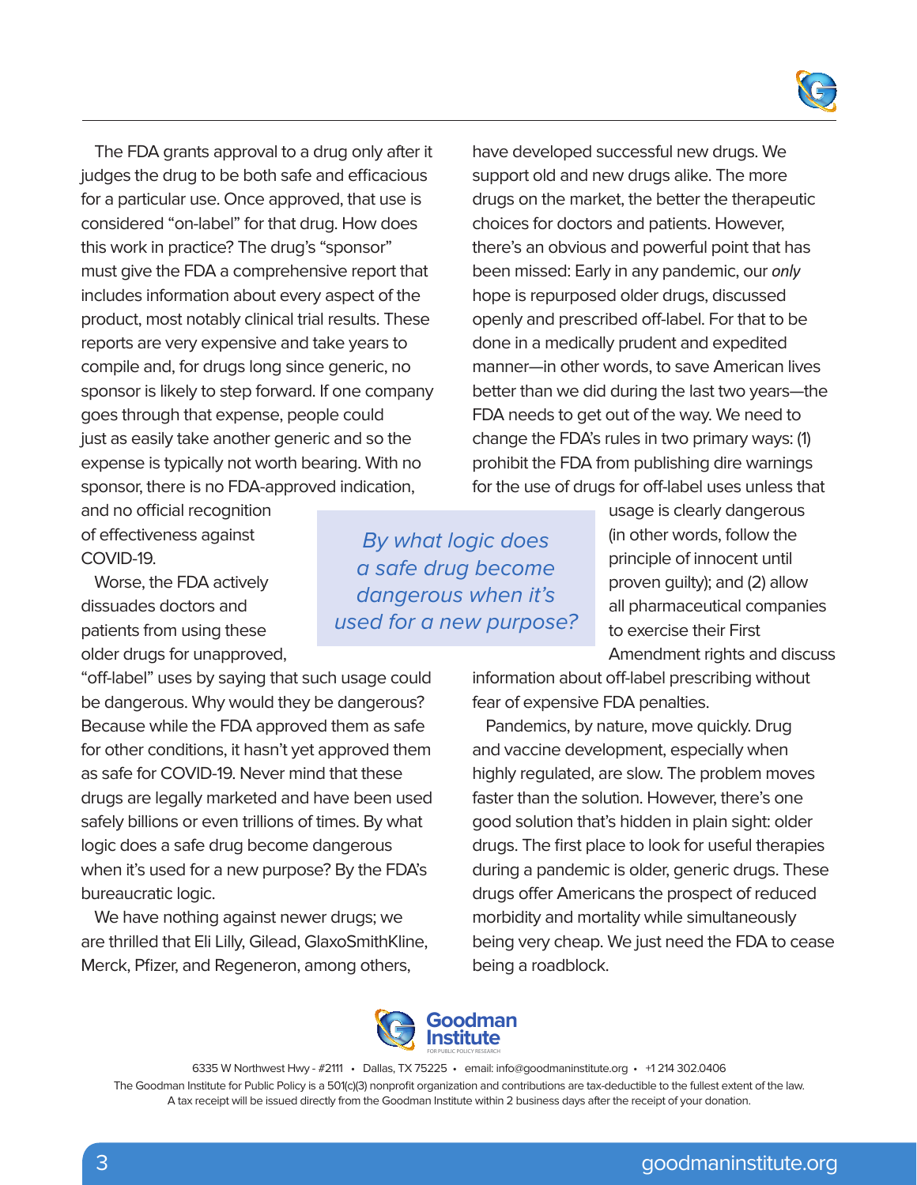The FDA grants approval to a drug only after it judges the drug to be both safe and efficacious for a particular use. Once approved, that use is considered "on-label" for that drug. How does this work in practice? The drug's "sponsor" must give the FDA a comprehensive report that includes information about every aspect of the product, most notably clinical trial results. These reports are very expensive and take years to compile and, for drugs long since generic, no sponsor is likely to step forward. If one company goes through that expense, people could just as easily take another generic and so the expense is typically not worth bearing. With no sponsor, there is no FDA-approved indication, and no official recognition of effectiveness against COVID-19.

Worse, the FDA actively dissuades doctors and patients from using these older drugs for unapproved, "off-label" uses by saying that such usage could be dangerous. Why would they be dangerous? Because while the FDA approved them as safe for other conditions, it hasn't yet approved them as safe for COVID-19. Never mind that these drugs are legally marketed and have been used safely billions or even trillions of times. By what logic does a safe drug become dangerous when it's used for a new purpose? By the FDA's bureaucratic logic.

> *By what logic does a safe drug become dangerous when it's used for a new purpose?*

We have nothing against newer drugs; we are thrilled that Eli Lilly, Gilead, GlaxoSmithKline, Merck, Pfizer, and Regeneron, among others, have developed successful new drugs. We support old and new drugs alike. The more drugs on the market, the better the therapeutic choices for doctors and patients. However, there's an obvious and powerful point that has been missed: Early in any pandemic, our *only* hope is repurposed older drugs, discussed openly and prescribed off-label. For that to be done in a medically prudent and expedited manner—in other words, to save American lives better than we did during the last two years—the FDA needs to get out of the way. We need to change the FDA's rules in two primary ways: (1) prohibit the FDA from publishing dire warnings for the use of drugs for off-label uses unless that usage is clearly dangerous (in other words, follow the principle of innocent until proven guilty); and (2) allow all pharmaceutical companies to exercise their First Amendment rights and discuss information about off-label prescribing without fear of expensive FDA penalties.

Pandemics, by nature, move quickly. Drug and vaccine development, especially when highly regulated, are slow. The problem moves faster than the solution. However, there's one good solution that's hidden in plain sight: older drugs. The first place to look for useful therapies during a pandemic is older, generic drugs. These drugs offer Americans the prospect of reduced morbidity and mortality while simultaneously being very cheap. We just need the FDA to cease being a roadblock.

**Goodman Institute** FOR PUBLIC POLICY RESEARCH

6335 W Northwest Hwy - #2111 • Dallas, TX 75225 • email: info@goodmaninstitute.org • +1 214 302.0406

The Goodman Institute for Public Policy is a 501(c)(3) nonprofit organization and contributions are tax-deductible to the fullest extent of the law. A tax receipt will be issued directly from the Goodman Institute within 2 business days after the receipt of your donation.